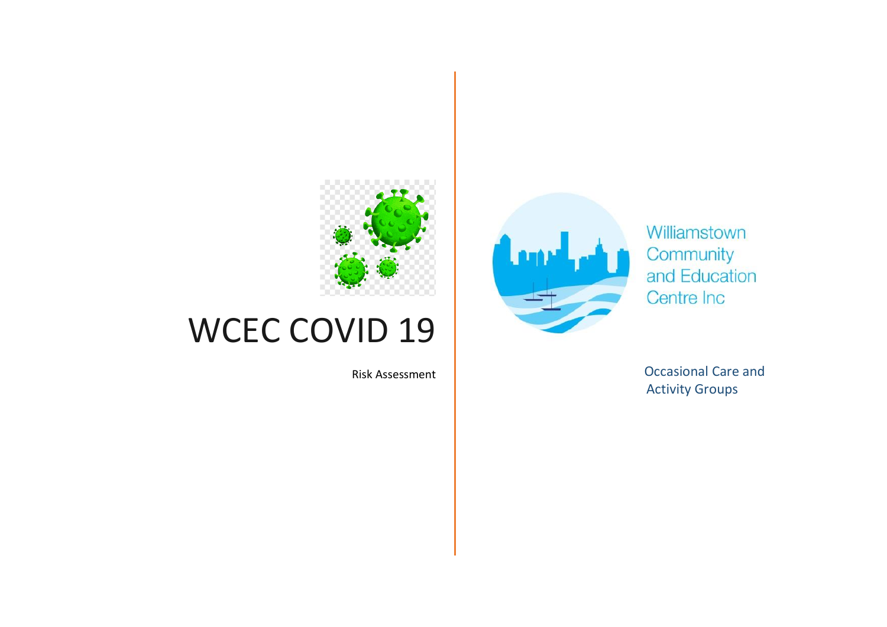# WCEC COVID 19

Risk Assessment

Williamstown Community and Education Centre Inc

Occasional Care and Activity Groups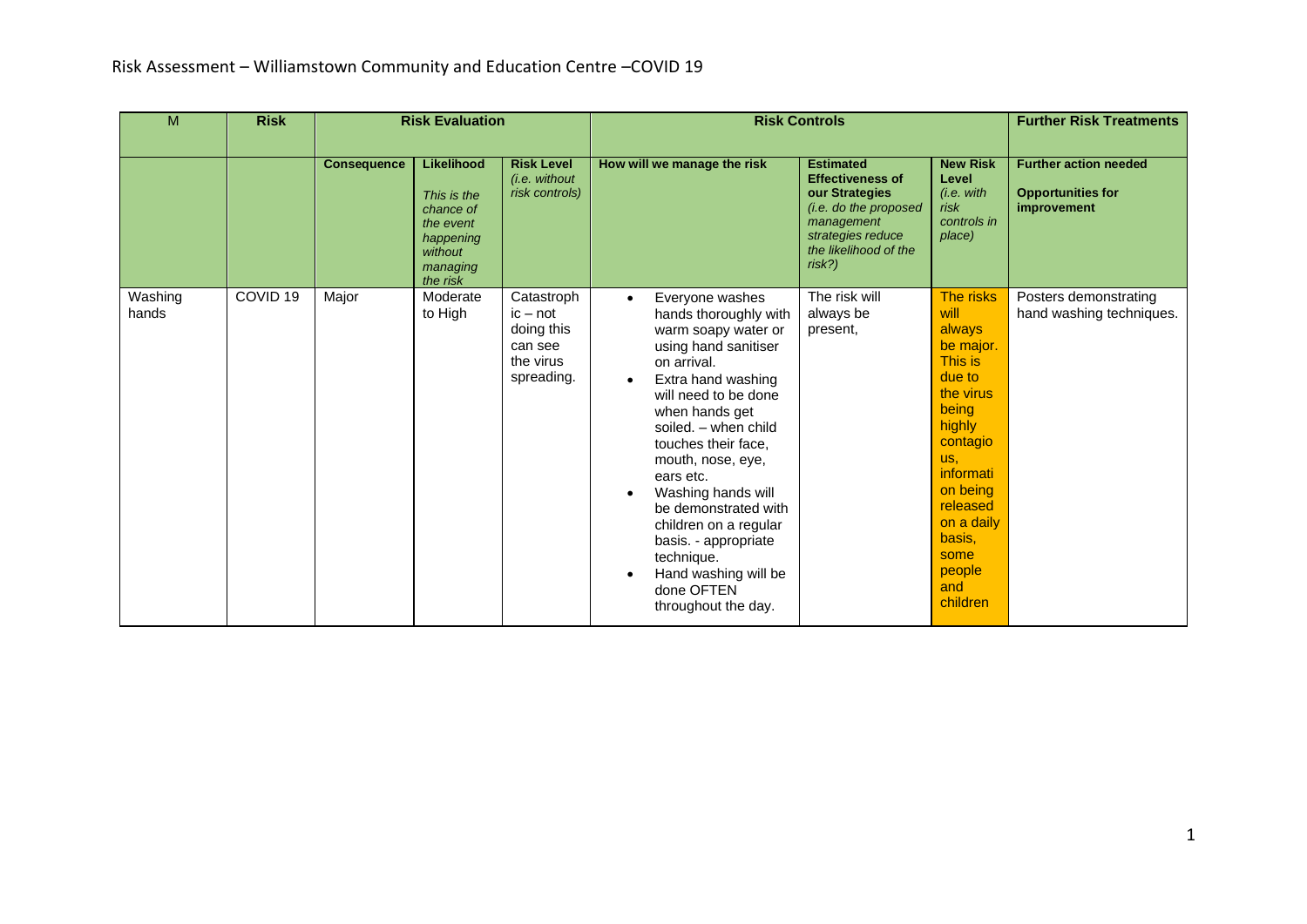| M | Risk | Risk Evaluation | | | Risk Controls | | | Further Risk Treatments |
|---|---|---|---|---|---|---|---|---|
| | | **Consequence** | **Likelihood** *This is the chance of the event happening without managing the risk* | **Risk Level** *(i.e. without risk controls)* | **How will we manage the risk** | **Estimated Effectiveness of our Strategies** *(i.e. do the proposed management strategies reduce the likelihood of the risk?)* | **New Risk Level** *(i.e. with risk controls in place)* | **Further action needed** **Opportunities for improvement** |
| Washing hands | COVID 19 | Major | Moderate to High | Catastrophic – not doing this can see the virus spreading. | • Everyone washes hands thoroughly with warm soapy water or using hand sanitiser on arrival. • Extra hand washing will need to be done when hands get soiled. – when child touches their face, mouth, nose, eye, ears etc. • Washing hands will be demonstrated with children on a regular basis. - appropriate technique. • Hand washing will be done OFTEN throughout the day. | The risk will always be present, | The risks will always be major. This is due to the virus being highly contagious, information being released on a daily basis, some people and children | Posters demonstrating hand washing techniques. |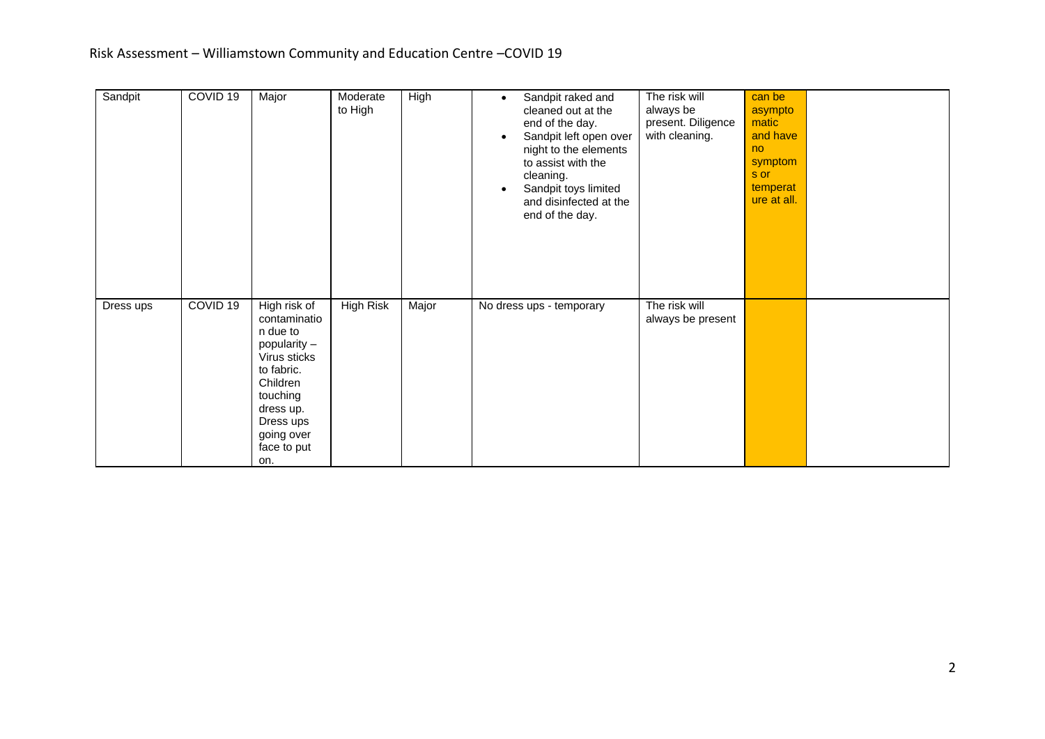| Sandpit | COVID 19 | Major | Moderate to High | High | • Sandpit raked and cleaned out at the end of the day.<br>• Sandpit left open over night to the elements to assist with the cleaning.<br>• Sandpit toys limited and disinfected at the end of the day. | The risk will always be present. Diligence with cleaning. | can be asymptomatic and have no symptoms or temperature at all. | |
|---|---|---|---|---|---|---|---|---|
| Dress ups | COVID 19 | High risk of contamination due to popularity – Virus sticks to fabric. Children touching dress up. Dress ups going over face to put on. | High Risk | Major | No dress ups - temporary | The risk will always be present | | |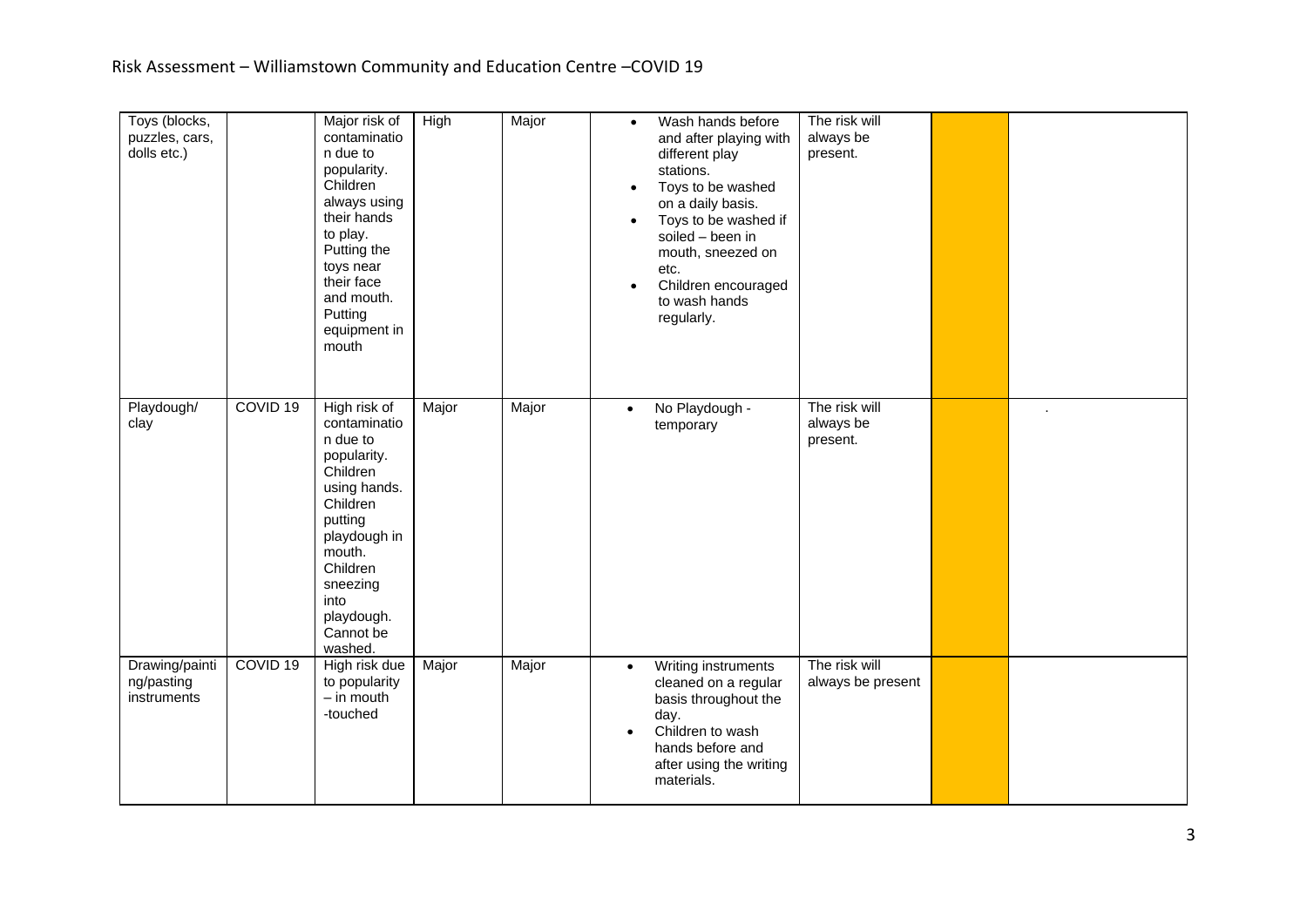| Toys (blocks, puzzles, cars, dolls etc.) | | Major risk of contamination due to popularity. Children always using their hands to play. Putting the toys near their face and mouth. Putting equipment in mouth | High | Major | • Wash hands before and after playing with different play stations. <br> • Toys to be washed on a daily basis. <br> • Toys to be washed if soiled – been in mouth, sneezed on etc. <br> • Children encouraged to wash hands regularly. | The risk will always be present. | | |
|---|---|---|---|---|---|---|---|---|
| Playdough/ clay | COVID 19 | High risk of contamination due to popularity. Children using hands. Children putting playdough in mouth. Children sneezing into playdough. Cannot be washed. | Major | Major | • No Playdough - temporary | The risk will always be present. | | . |
| Drawing/painting/pasting instruments | COVID 19 | High risk due to popularity – in mouth -touched | Major | Major | • Writing instruments cleaned on a regular basis throughout the day. <br> • Children to wash hands before and after using the writing materials. | The risk will always be present | | |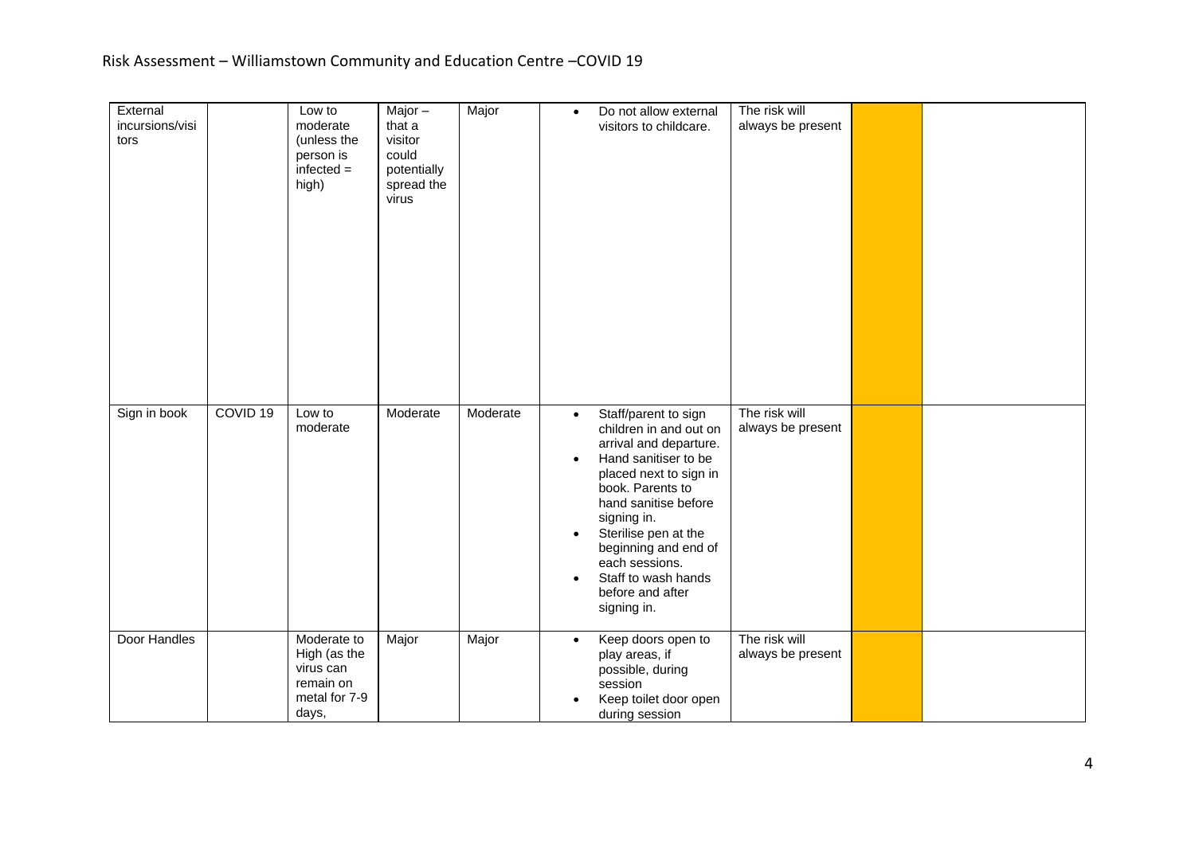| External incursions/visitors | | Low to moderate (unless the person is infected = high) | Major – that a visitor could potentially spread the virus | Major | • Do not allow external visitors to childcare. | The risk will always be present | | |
|---|---|---|---|---|---|---|---|---|
| Sign in book | COVID 19 | Low to moderate | Moderate | Moderate | • Staff/parent to sign children in and out on arrival and departure.<br>• Hand sanitiser to be placed next to sign in book. Parents to hand sanitise before signing in.<br>• Sterilise pen at the beginning and end of each sessions.<br>• Staff to wash hands before and after signing in. | The risk will always be present | | |
| Door Handles | | Moderate to High (as the virus can remain on metal for 7-9 days, | Major | Major | • Keep doors open to play areas, if possible, during session<br>• Keep toilet door open during session | The risk will always be present | | |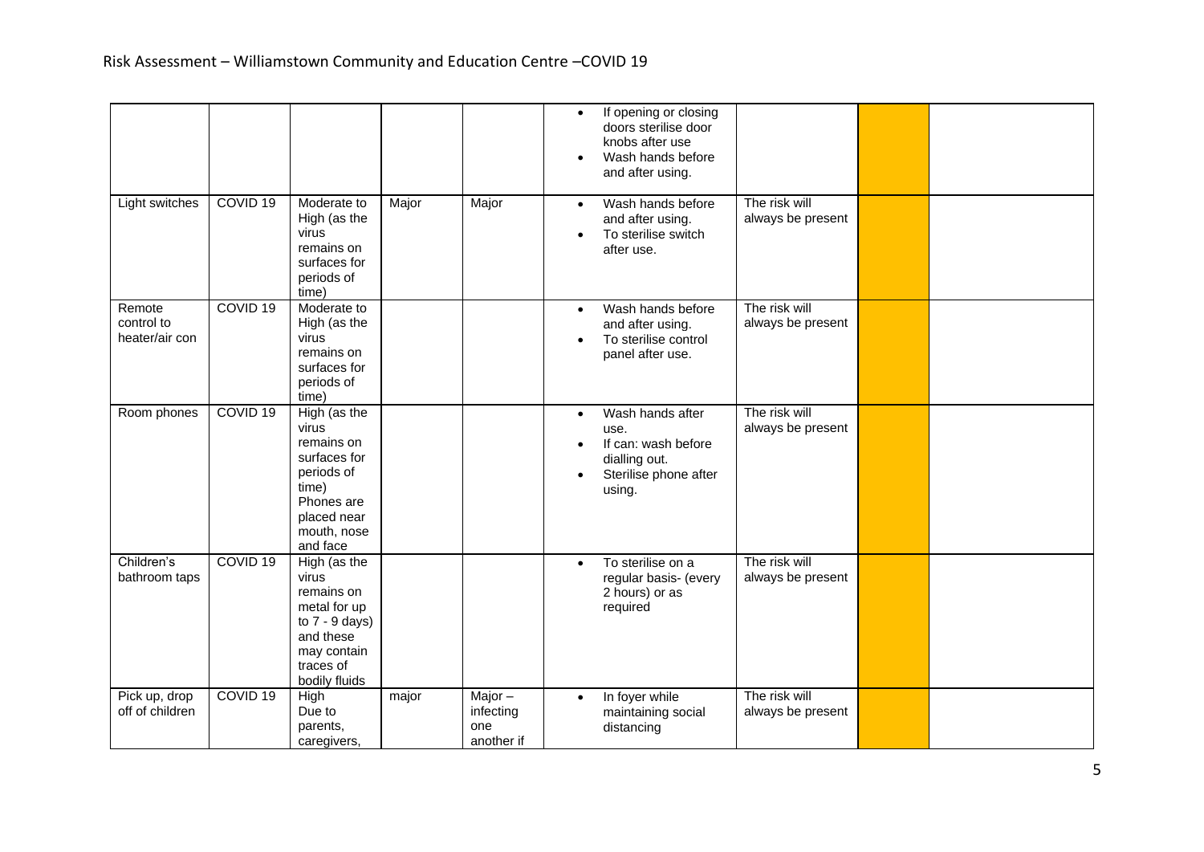| | | | | | • If opening or closing doors sterilise door knobs after use<br>• Wash hands before and after using. | | | |
|---|---|---|---|---|---|---|---|---|
| Light switches | COVID 19 | Moderate to High (as the virus remains on surfaces for periods of time) | Major | Major | • Wash hands before and after using.<br>• To sterilise switch after use. | The risk will always be present | | |
| Remote control to heater/air con | COVID 19 | Moderate to High (as the virus remains on surfaces for periods of time) | | | • Wash hands before and after using.<br>• To sterilise control panel after use. | The risk will always be present | | |
| Room phones | COVID 19 | High (as the virus remains on surfaces for periods of time) Phones are placed near mouth, nose and face | | | • Wash hands after use.<br>• If can: wash before dialling out.<br>• Sterilise phone after using. | The risk will always be present | | |
| Children's bathroom taps | COVID 19 | High (as the virus remains on metal for up to 7 - 9 days) and these may contain traces of bodily fluids | | | • To sterilise on a regular basis- (every 2 hours) or as required | The risk will always be present | | |
| Pick up, drop off of children | COVID 19 | High Due to parents, caregivers, | major | Major – infecting one another if | • In foyer while maintaining social distancing | The risk will always be present | | |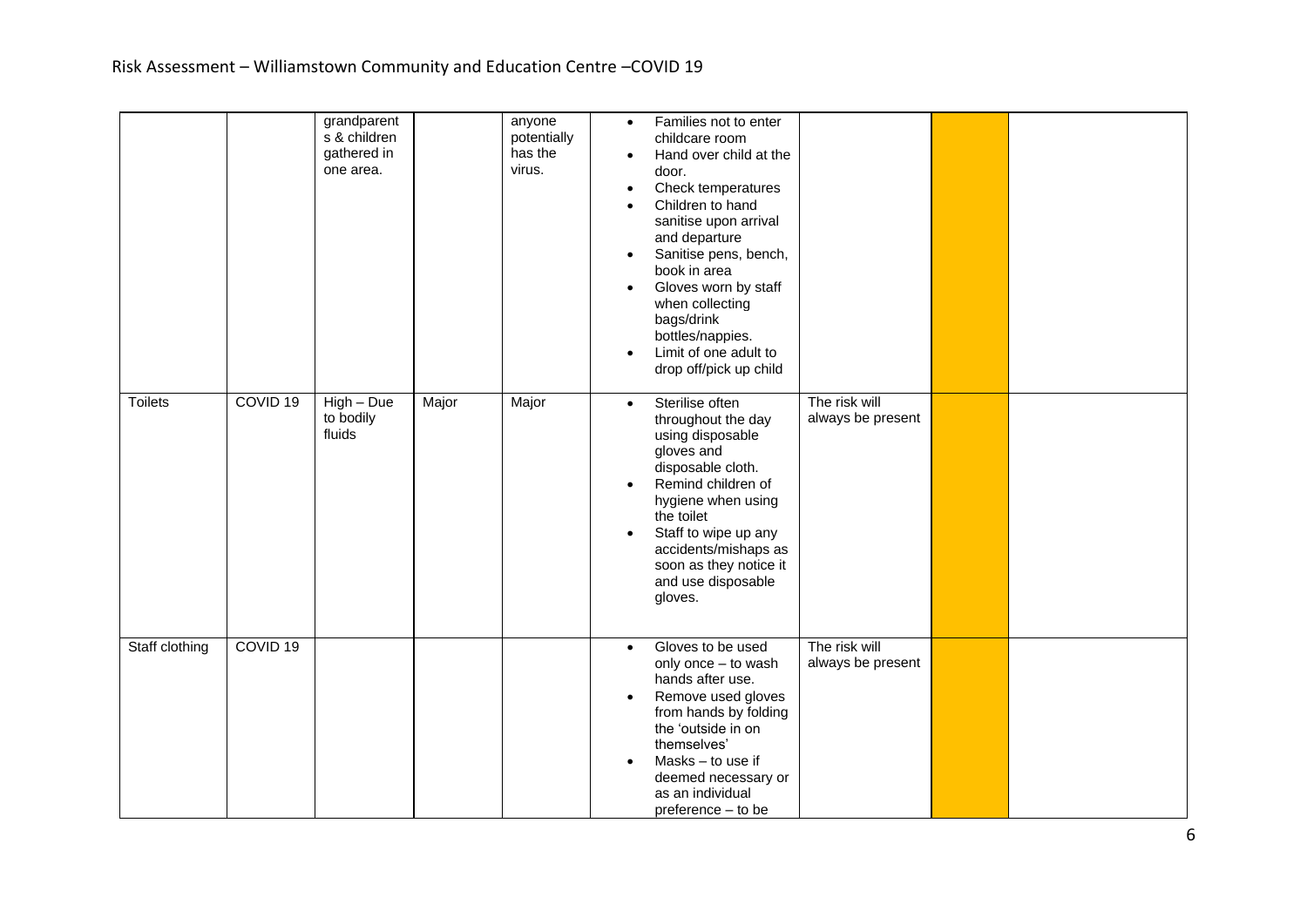| | | | | | | | | |
|---|---|---|---|---|---|---|---|---|
| | | grandparents & children gathered in one area. | | anyone potentially has the virus. | • Families not to enter childcare room<br>• Hand over child at the door.<br>• Check temperatures<br>• Children to hand sanitise upon arrival and departure<br>• Sanitise pens, bench, book in area<br>• Gloves worn by staff when collecting bags/drink bottles/nappies.<br>• Limit of one adult to drop off/pick up child | | | |
| Toilets | COVID 19 | High – Due to bodily fluids | Major | Major | • Sterilise often throughout the day using disposable gloves and disposable cloth.<br>• Remind children of hygiene when using the toilet<br>• Staff to wipe up any accidents/mishaps as soon as they notice it and use disposable gloves. | The risk will always be present | | |
| Staff clothing | COVID 19 | | | | • Gloves to be used only once – to wash hands after use.<br>• Remove used gloves from hands by folding the 'outside in on themselves'<br>• Masks – to use if deemed necessary or as an individual preference – to be | The risk will always be present | | |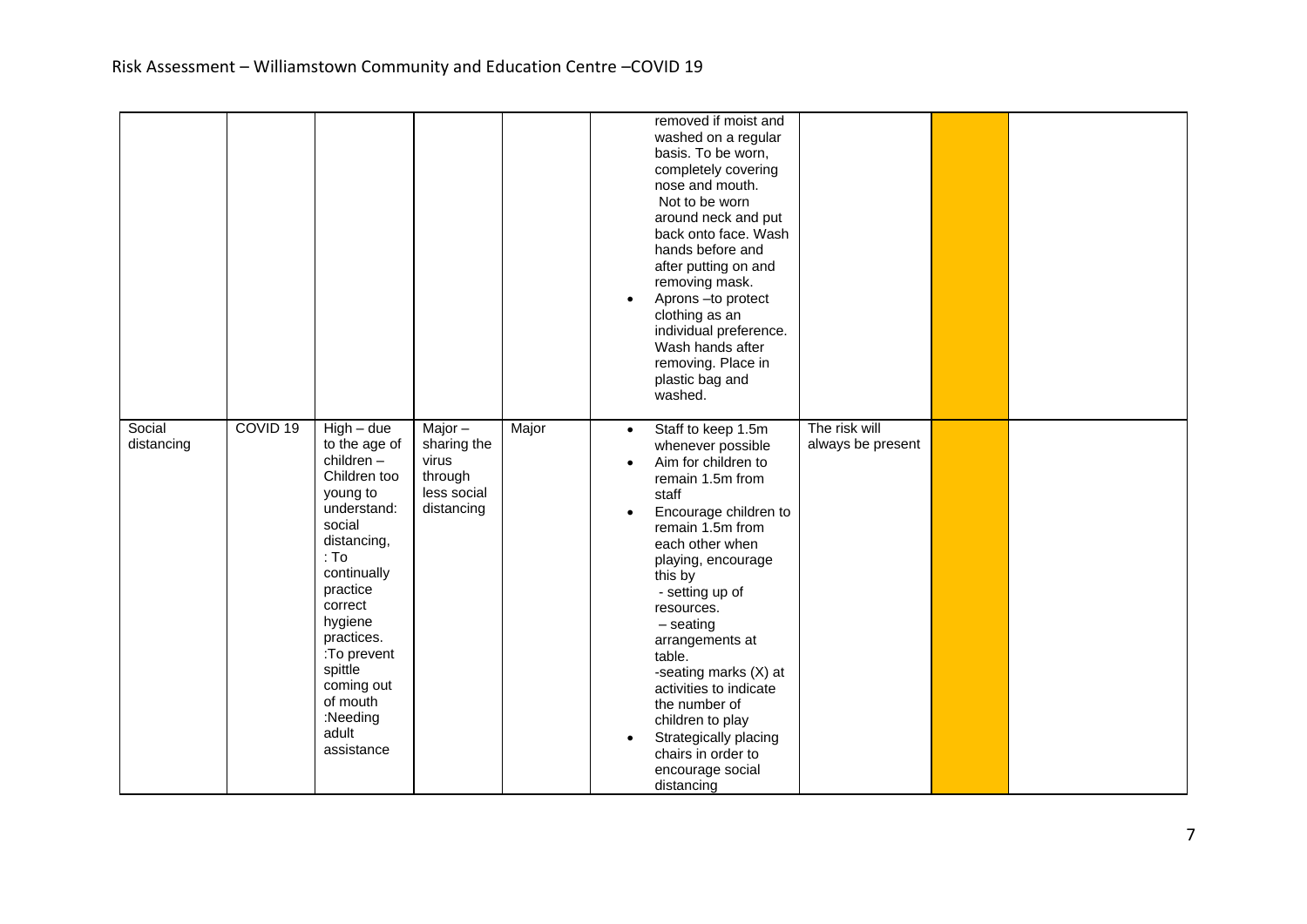| | | | | | | | | |
|---|---|---|---|---|---|---|---|---|
| | | | | | removed if moist and washed on a regular basis. To be worn, completely covering nose and mouth. Not to be worn around neck and put back onto face. Wash hands before and after putting on and removing mask.<br>• Aprons –to protect clothing as an individual preference. Wash hands after removing. Place in plastic bag and washed. | | | |
| Social distancing | COVID 19 | High – due to the age of children – Children too young to understand: social distancing, : To continually practice correct hygiene practices. :To prevent spittle coming out of mouth :Needing adult assistance | Major – sharing the virus through less social distancing | Major | • Staff to keep 1.5m whenever possible<br>• Aim for children to remain 1.5m from staff<br>• Encourage children to remain 1.5m from each other when playing, encourage this by<br>- setting up of resources.<br>– seating arrangements at table.<br>-seating marks (X) at activities to indicate the number of children to play<br>• Strategically placing chairs in order to encourage social distancing | The risk will always be present | | |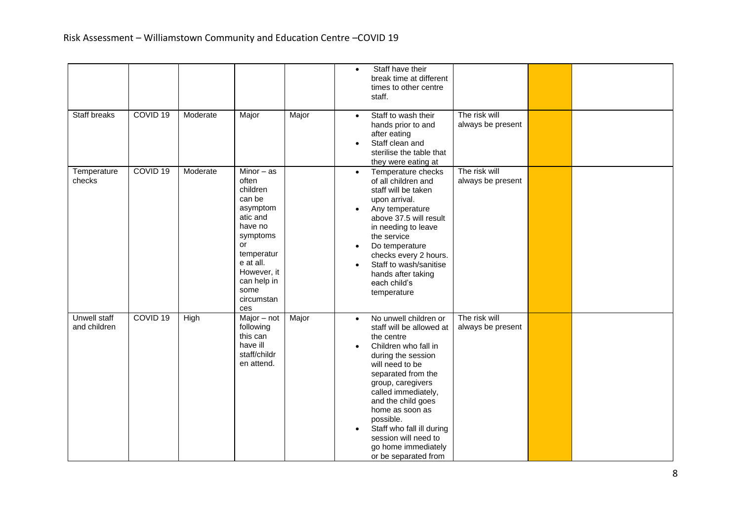| | | | | | | | | |
|---|---|---|---|---|---|---|---|---|
| | | | | | • Staff have their break time at different times to other centre staff. | | | |
| Staff breaks | COVID 19 | Moderate | Major | Major | • Staff to wash their hands prior to and after eating<br>• Staff clean and sterilise the table that they were eating at | The risk will always be present | | |
| Temperature checks | COVID 19 | Moderate | Minor – as often children can be asymptomatic and have no symptoms or temperature at all. However, it can help in some circumstances | | • Temperature checks of all children and staff will be taken upon arrival.<br>• Any temperature above 37.5 will result in needing to leave the service<br>• Do temperature checks every 2 hours.<br>• Staff to wash/sanitise hands after taking each child's temperature | The risk will always be present | | |
| Unwell staff and children | COVID 19 | High | Major – not following this can have ill staff/children attend. | Major | • No unwell children or staff will be allowed at the centre<br>• Children who fall in during the session will need to be separated from the group, caregivers called immediately, and the child goes home as soon as possible.<br>• Staff who fall ill during session will need to go home immediately or be separated from | The risk will always be present | | |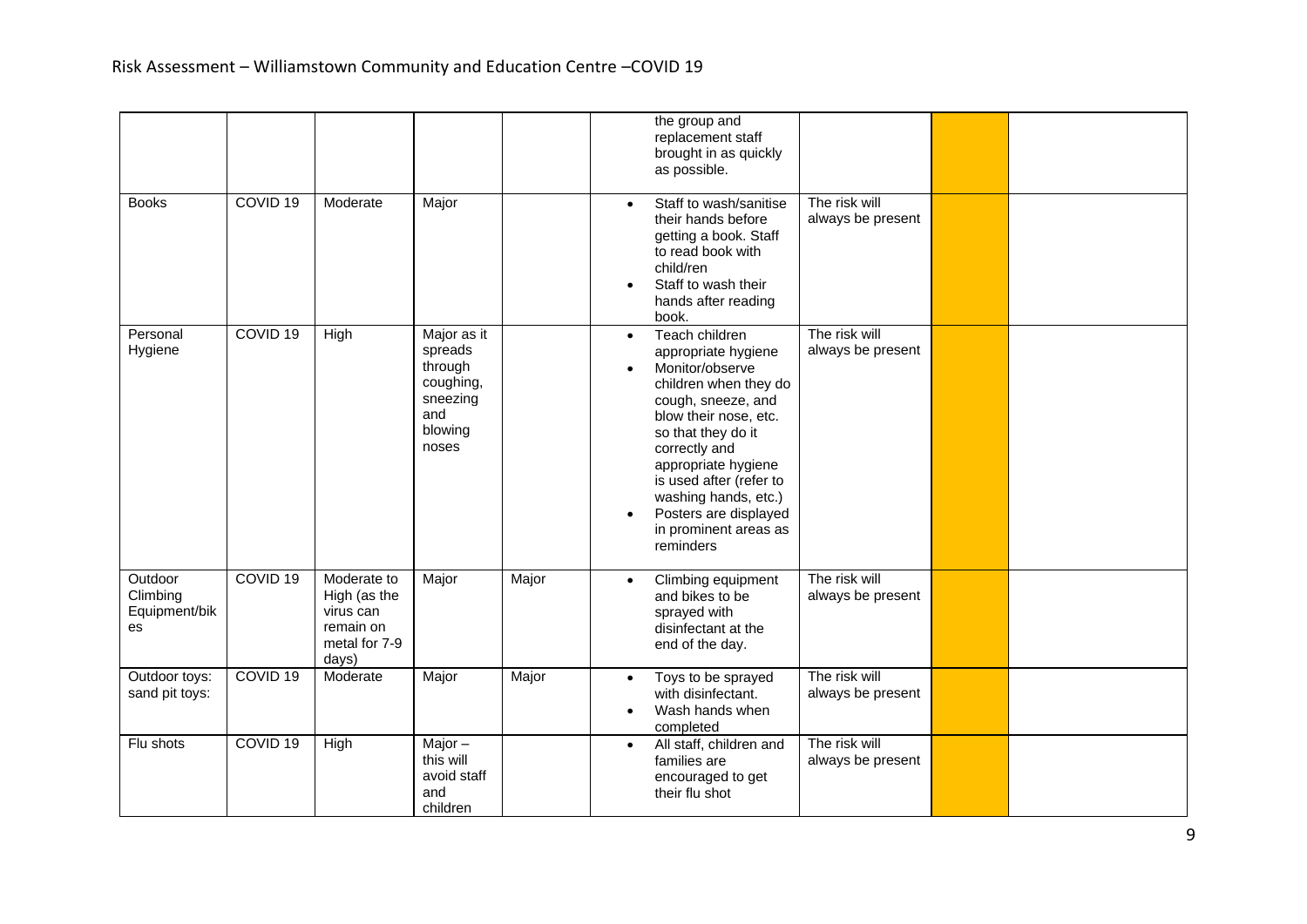| | | | | | | | | |
|---|---|---|---|---|---|---|---|---|
| | | | | | the group and replacement staff brought in as quickly as possible. | | | |
| Books | COVID 19 | Moderate | Major | | • Staff to wash/sanitise their hands before getting a book. Staff to read book with child/ren<br>• Staff to wash their hands after reading book. | The risk will always be present | | |
| Personal Hygiene | COVID 19 | High | Major as it spreads through coughing, sneezing and blowing noses | | • Teach children appropriate hygiene<br>• Monitor/observe children when they do cough, sneeze, and blow their nose, etc. so that they do it correctly and appropriate hygiene is used after (refer to washing hands, etc.)<br>• Posters are displayed in prominent areas as reminders | The risk will always be present | | |
| Outdoor Climbing Equipment/bikes | COVID 19 | Moderate to High (as the virus can remain on metal for 7-9 days) | Major | Major | • Climbing equipment and bikes to be sprayed with disinfectant at the end of the day. | The risk will always be present | | |
| Outdoor toys: sand pit toys: | COVID 19 | Moderate | Major | Major | • Toys to be sprayed with disinfectant.<br>• Wash hands when completed | The risk will always be present | | |
| Flu shots | COVID 19 | High | Major – this will avoid staff and children | | • All staff, children and families are encouraged to get their flu shot | The risk will always be present | | |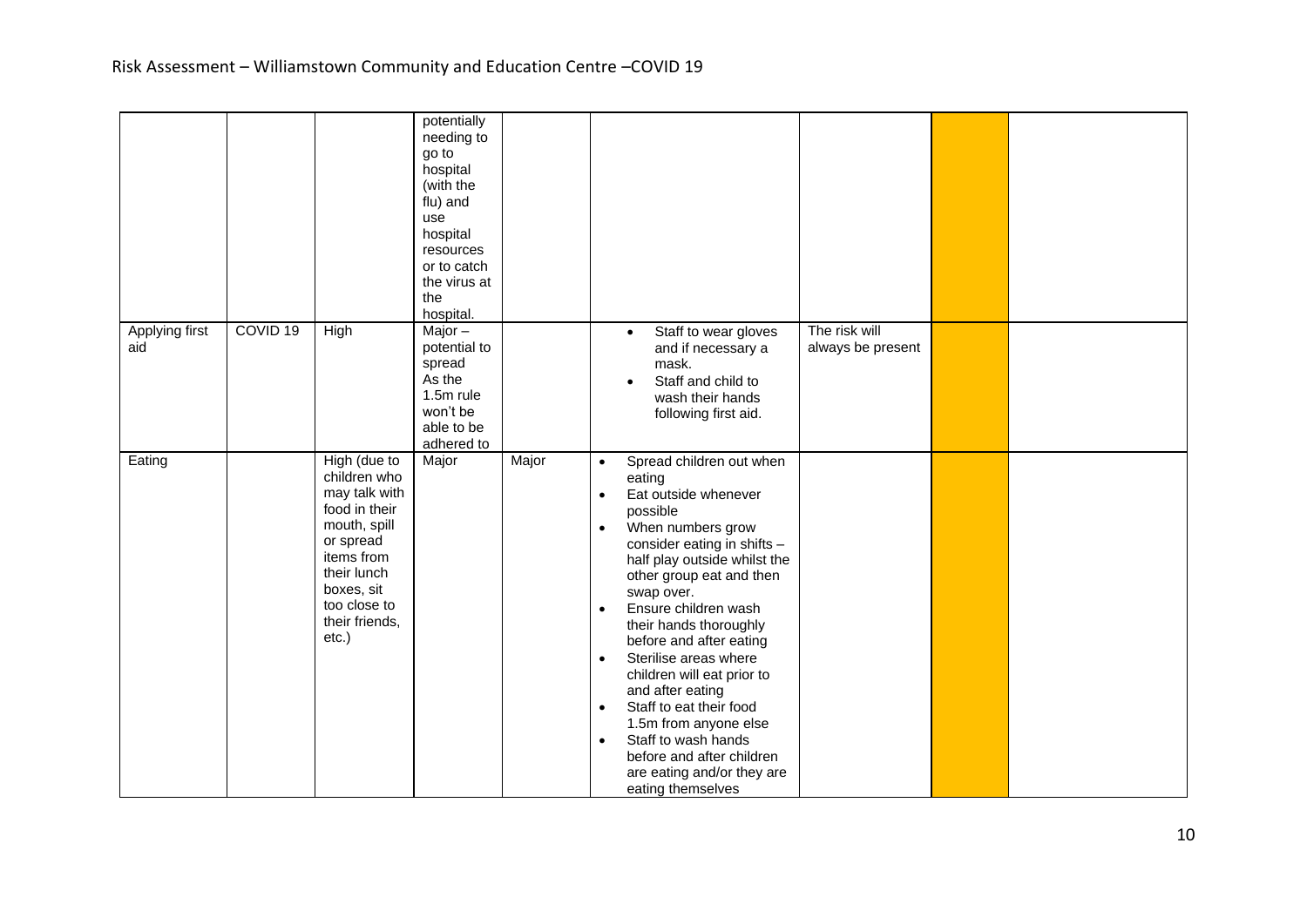| | | | | | | | | |
|---|---|---|---|---|---|---|---|---|
| | | | potentially needing to go to hospital (with the flu) and use hospital resources or to catch the virus at the hospital. | | | | | |
| Applying first aid | COVID 19 | High | Major – potential to spread As the 1.5m rule won't be able to be adhered to | | • Staff to wear gloves and if necessary a mask.<br>• Staff and child to wash their hands following first aid. | The risk will always be present | | |
| Eating | | High (due to children who may talk with food in their mouth, spill or spread items from their lunch boxes, sit too close to their friends, etc.) | Major | Major | • Spread children out when eating<br>• Eat outside whenever possible<br>• When numbers grow consider eating in shifts – half play outside whilst the other group eat and then swap over.<br>• Ensure children wash their hands thoroughly before and after eating<br>• Sterilise areas where children will eat prior to and after eating<br>• Staff to eat their food 1.5m from anyone else<br>• Staff to wash hands before and after children are eating and/or they are eating themselves | | | |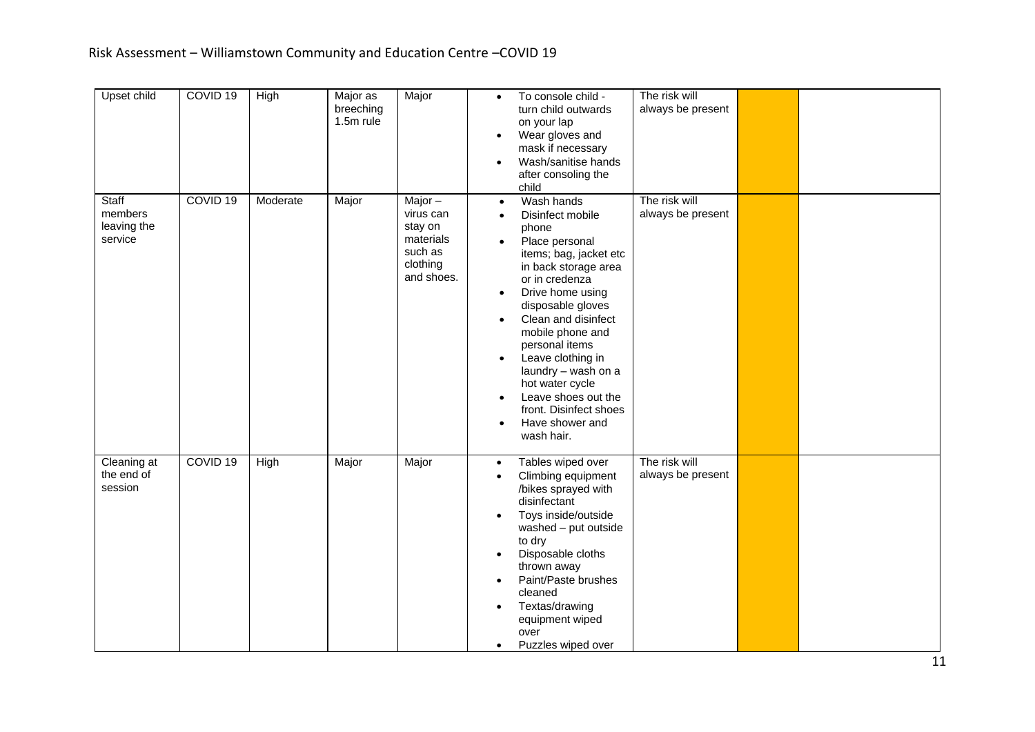| | | | | | | | | |
|---|---|---|---|---|---|---|---|---|
| Upset child | COVID 19 | High | Major as breeching 1.5m rule | Major | • To console child - turn child outwards on your lap<br>• Wear gloves and mask if necessary<br>• Wash/sanitise hands after consoling the child | The risk will always be present | | |
| Staff members leaving the service | COVID 19 | Moderate | Major | Major – virus can stay on materials such as clothing and shoes. | • Wash hands<br>• Disinfect mobile phone<br>• Place personal items; bag, jacket etc in back storage area or in credenza<br>• Drive home using disposable gloves<br>• Clean and disinfect mobile phone and personal items<br>• Leave clothing in laundry – wash on a hot water cycle<br>• Leave shoes out the front. Disinfect shoes<br>• Have shower and wash hair. | The risk will always be present | | |
| Cleaning at the end of session | COVID 19 | High | Major | Major | • Tables wiped over<br>• Climbing equipment /bikes sprayed with disinfectant<br>• Toys inside/outside washed – put outside to dry<br>• Disposable cloths thrown away<br>• Paint/Paste brushes cleaned<br>• Textas/drawing equipment wiped over<br>• Puzzles wiped over | The risk will always be present | | |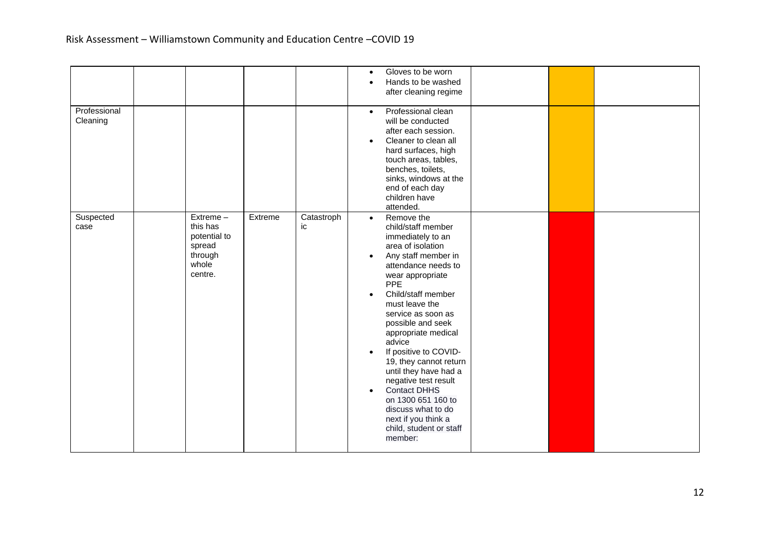| | | | | | | | | |
|---|---|---|---|---|---|---|---|---|
| | | | | | • Gloves to be worn<br>• Hands to be washed after cleaning regime | | | |
| Professional Cleaning | | | | | • Professional clean will be conducted after each session.<br>• Cleaner to clean all hard surfaces, high touch areas, tables, benches, toilets, sinks, windows at the end of each day children have attended. | | | |
| Suspected case | | Extreme – this has potential to spread through whole centre. | Extreme | Catastrophic | • Remove the child/staff member immediately to an area of isolation<br>• Any staff member in attendance needs to wear appropriate PPE<br>• Child/staff member must leave the service as soon as possible and seek appropriate medical advice<br>• If positive to COVID-19, they cannot return until they have had a negative test result<br>• Contact DHHS on 1300 651 160 to discuss what to do next if you think a child, student or staff member: | | | |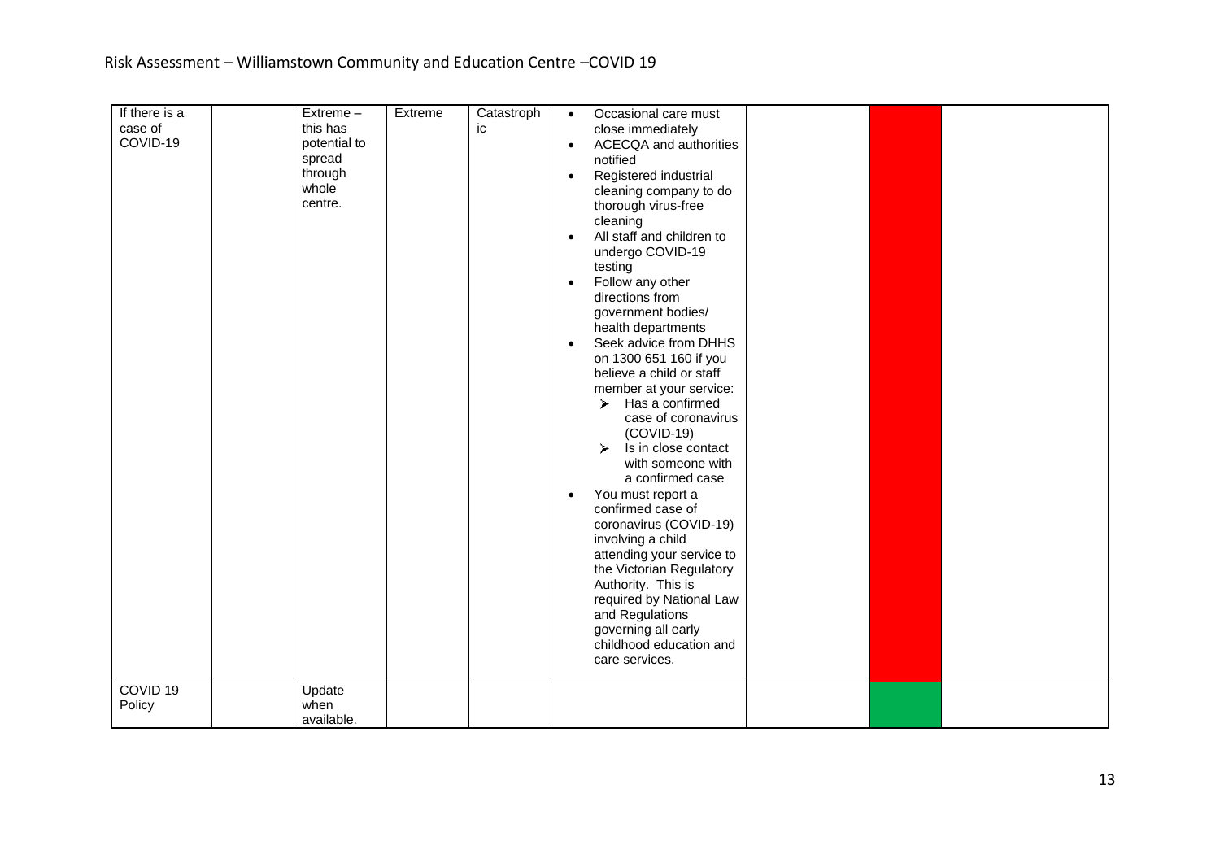| | | | | | | | | |
|---|---|---|---|---|---|---|---|---|
| If there is a case of COVID-19 | | Extreme – this has potential to spread through whole centre. | Extreme | Catastrophic | • Occasional care must close immediately<br>• ACECQA and authorities notified<br>• Registered industrial cleaning company to do thorough virus-free cleaning<br>• All staff and children to undergo COVID-19 testing<br>• Follow any other directions from government bodies/ health departments<br>• Seek advice from DHHS on 1300 651 160 if you believe a child or staff member at your service:<br>  ➢ Has a confirmed case of coronavirus (COVID-19)<br>  ➢ Is in close contact with someone with a confirmed case<br>• You must report a confirmed case of coronavirus (COVID-19) involving a child attending your service to the Victorian Regulatory Authority. This is required by National Law and Regulations governing all early childhood education and care services. | | | |
| COVID 19 Policy | | Update when available. | | | | | | |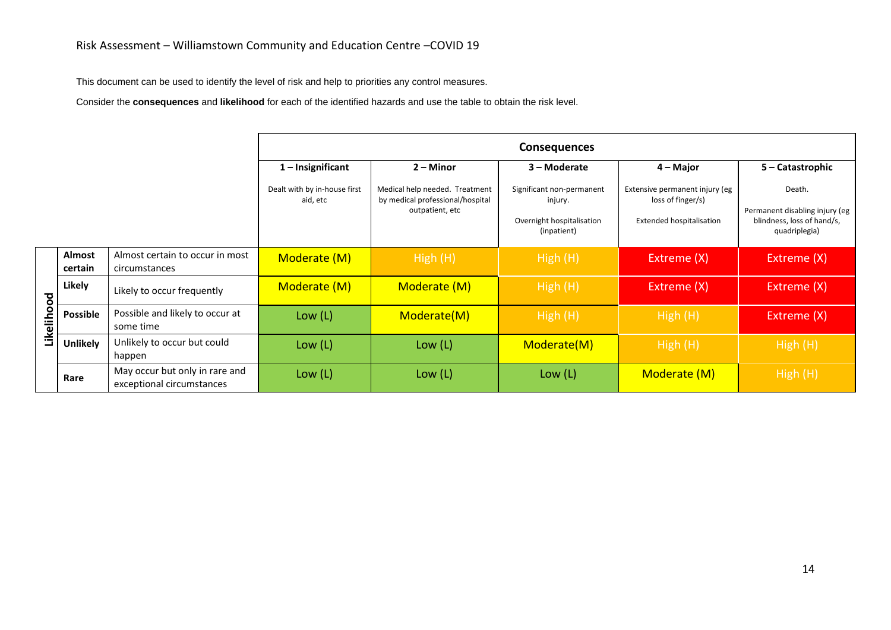Risk Assessment – Williamstown Community and Education Centre –COVID 19

This document can be used to identify the level of risk and help to priorities any control measures.

Consider the **consequences** and **likelihood** for each of the identified hazards and use the table to obtain the risk level.

| | | | Consequences | | | | |
|---|---|---|---|---|---|---|---|
| | | | **1 – Insignificant**<br>Dealt with by in-house first aid, etc | **2 – Minor**<br>Medical help needed. Treatment by medical professional/hospital outpatient, etc | **3 – Moderate**<br>Significant non-permanent injury.<br>Overnight hospitalisation (inpatient) | **4 – Major**<br>Extensive permanent injury (eg loss of finger/s)<br>Extended hospitalisation | **5 – Catastrophic**<br>Death.<br>Permanent disabling injury (eg blindness, loss of hand/s, quadriplegia) |
| **Likelihood** | **Almost certain** | Almost certain to occur in most circumstances | Moderate (M) | High (H) | High (H) | Extreme (X) | Extreme (X) |
| | **Likely** | Likely to occur frequently | Moderate (M) | Moderate (M) | High (H) | Extreme (X) | Extreme (X) |
| | **Possible** | Possible and likely to occur at some time | Low (L) | Moderate(M) | High (H) | High (H) | Extreme (X) |
| | **Unlikely** | Unlikely to occur but could happen | Low (L) | Low (L) | Moderate(M) | High (H) | High (H) |
| | **Rare** | May occur but only in rare and exceptional circumstances | Low (L) | Low (L) | Low (L) | Moderate (M) | High (H) |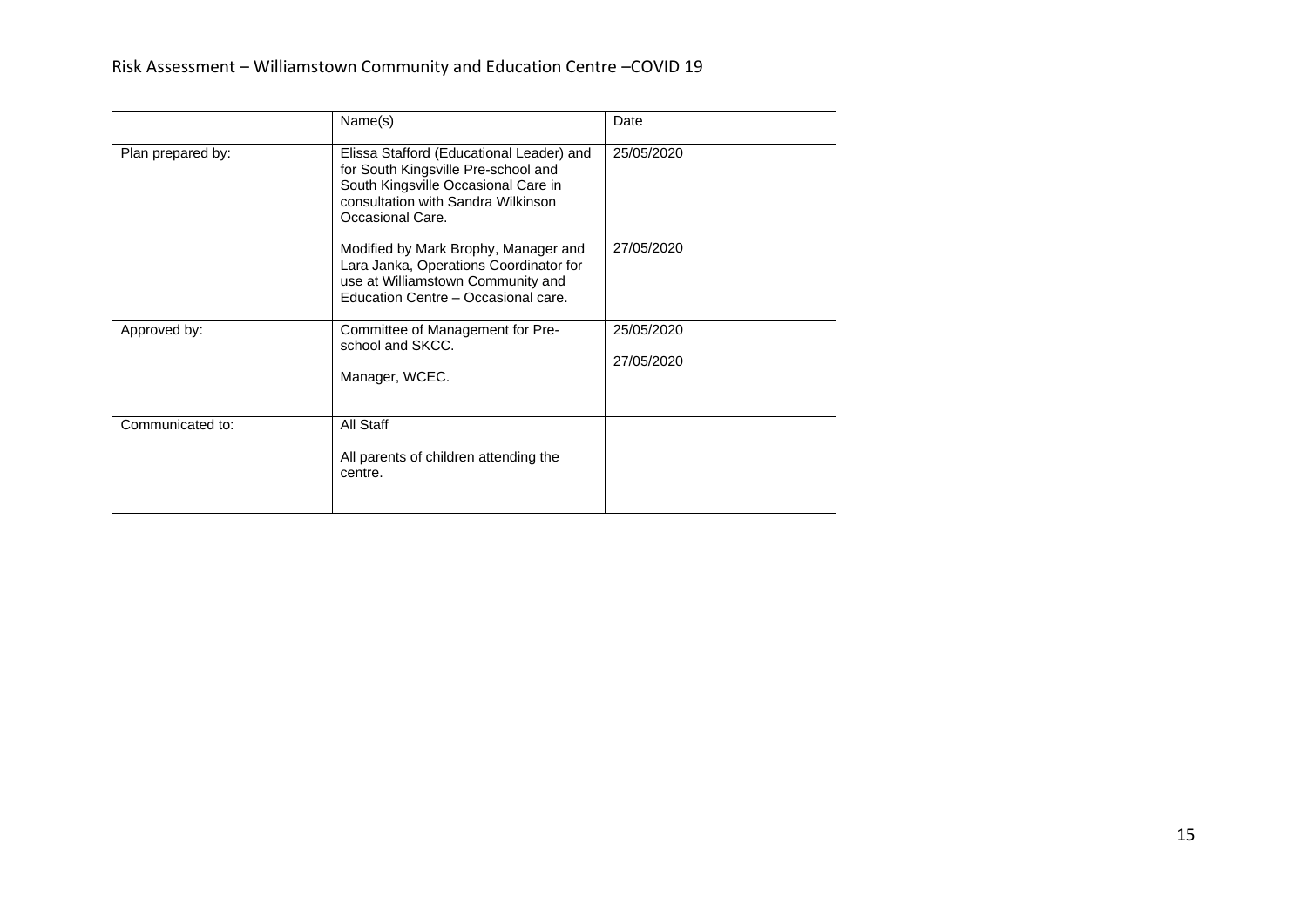| | Name(s) | Date |
|---|---|---|
| Plan prepared by: | Elissa Stafford (Educational Leader) and for South Kingsville Pre-school and South Kingsville Occasional Care in consultation with Sandra Wilkinson Occasional Care.<br><br>Modified by Mark Brophy, Manager and Lara Janka, Operations Coordinator for use at Williamstown Community and Education Centre – Occasional care. | 25/05/2020<br><br>27/05/2020 |
| Approved by: | Committee of Management for Pre-school and SKCC.<br><br>Manager, WCEC. | 25/05/2020<br><br>27/05/2020 |
| Communicated to: | All Staff<br><br>All parents of children attending the centre. | |